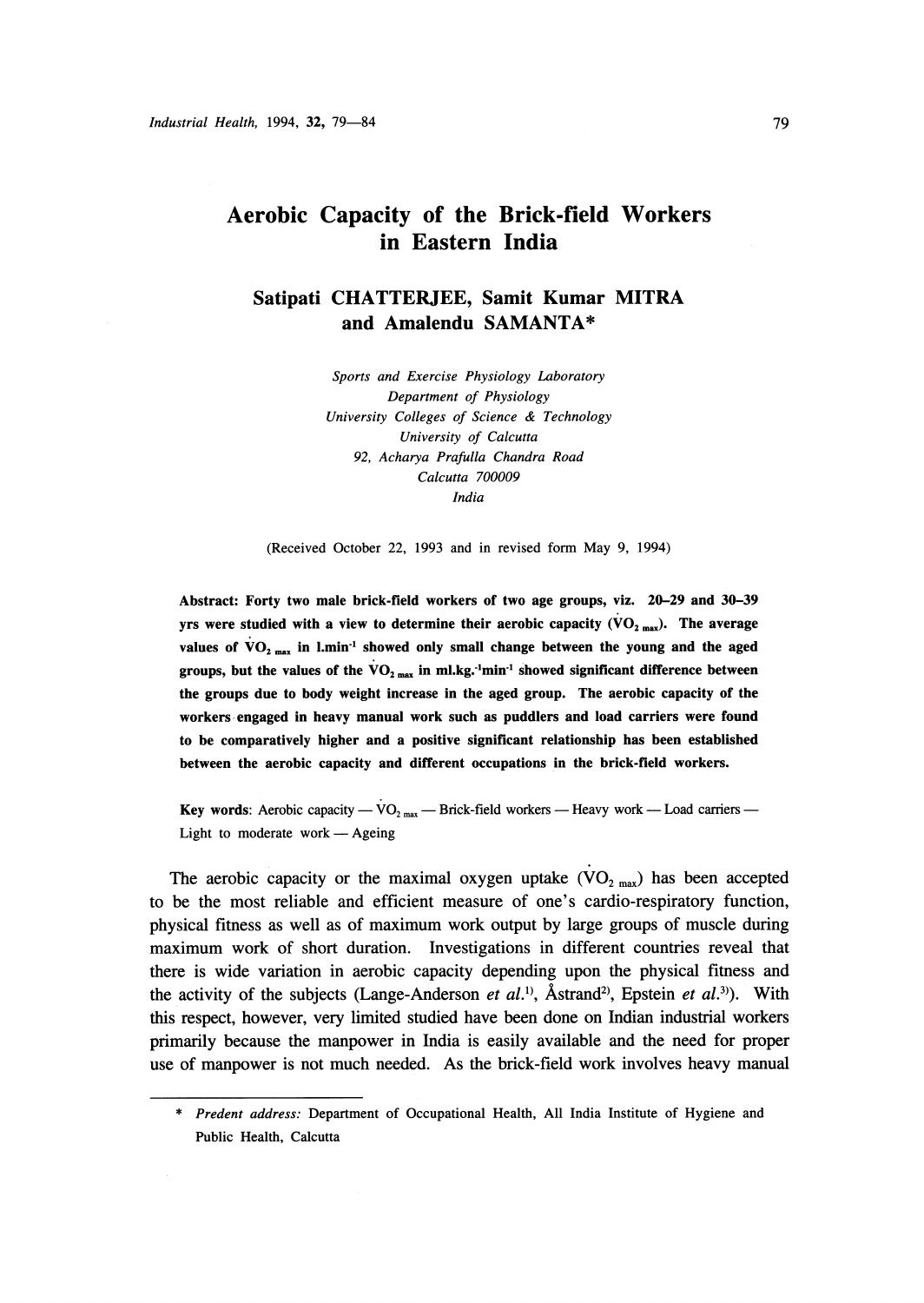# Aerobic Capacity of the Brick-field Workers in Eastern India

**Satipati CHATTERJEE, Samit Kumar MITRA and Amalendu SAMANTA***

*Sports and Exercise Physiology Laboratory*
*Department of Physiology*
*University Colleges of Science & Technology*
*University of Calcutta*
*92, Acharya Prafulla Chandra Road*
*Calcutta 700009*
*India*

(Received October 22, 1993 and in revised form May 9, 1994)

**Abstract: Forty two male brick-field workers of two age groups, viz. 20–29 and 30–39 yrs were studied with a view to determine their aerobic capacity ($\dot{V}O_{2\,max}$). The average values of $\dot{V}O_{2\,max}$ in $l.min^{-1}$ showed only small change between the young and the aged groups, but the values of the $\dot{V}O_{2\,max}$ in $ml.kg.^{-1}min^{-1}$ showed significant difference between the groups due to body weight increase in the aged group. The aerobic capacity of the workers engaged in heavy manual work such as puddlers and load carriers were found to be comparatively higher and a positive significant relationship has been established between the aerobic capacity and different occupations in the brick-field workers.**

**Key words**: Aerobic capacity — $\dot{V}O_{2\,max}$ — Brick-field workers — Heavy work — Load carriers — Light to moderate work — Ageing

The aerobic capacity or the maximal oxygen uptake ($\dot{V}O_{2\,max}$) has been accepted to be the most reliable and efficient measure of one's cardio-respiratory function, physical fitness as well as of maximum work output by large groups of muscle during maximum work of short duration. Investigations in different countries reveal that there is wide variation in aerobic capacity depending upon the physical fitness and the activity of the subjects (Lange-Anderson *et al.*[1], Åstrand[2], Epstein *et al.*[3]). With this respect, however, very limited studied have been done on Indian industrial workers primarily because the manpower in India is easily available and the need for proper use of manpower is not much needed. As the brick-field work involves heavy manual

---

\* *Predent address:* Department of Occupational Health, All India Institute of Hygiene and Public Health, Calcutta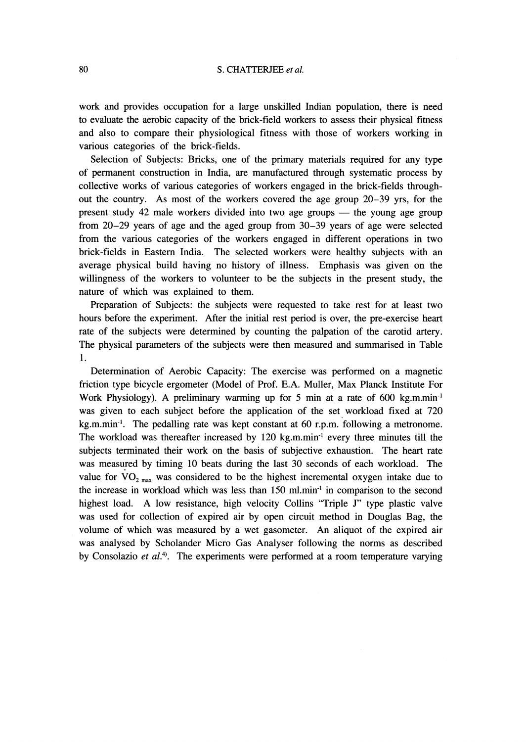work and provides occupation for a large unskilled Indian population, there is need to evaluate the aerobic capacity of the brick-field workers to assess their physical fitness and also to compare their physiological fitness with those of workers working in various categories of the brick-fields.

Selection of Subjects: Bricks, one of the primary materials required for any type of permanent construction in India, are manufactured through systematic process by collective works of various categories of workers engaged in the brick-fields throughout the country. As most of the workers covered the age group 20–39 yrs, for the present study 42 male workers divided into two age groups — the young age group from 20–29 years of age and the aged group from 30–39 years of age were selected from the various categories of the workers engaged in different operations in two brick-fields in Eastern India. The selected workers were healthy subjects with an average physical build having no history of illness. Emphasis was given on the willingness of the workers to volunteer to be the subjects in the present study, the nature of which was explained to them.

Preparation of Subjects: the subjects were requested to take rest for at least two hours before the experiment. After the initial rest period is over, the pre-exercise heart rate of the subjects were determined by counting the palpation of the carotid artery. The physical parameters of the subjects were then measured and summarised in Table 1.

Determination of Aerobic Capacity: The exercise was performed on a magnetic friction type bicycle ergometer (Model of Prof. E.A. Muller, Max Planck Institute For Work Physiology). A preliminary warming up for 5 min at a rate of 600 $kg.m.min^{-1}$ was given to each subject before the application of the set workload fixed at 720 $kg.m.min^{-1}$. The pedalling rate was kept constant at 60 r.p.m. following a metronome. The workload was thereafter increased by 120 $kg.m.min^{-1}$ every three minutes till the subjects terminated their work on the basis of subjective exhaustion. The heart rate was measured by timing 10 beats during the last 30 seconds of each workload. The value for $\dot{V}O_{2\,max}$ was considered to be the highest incremental oxygen intake due to the increase in workload which was less than 150 $ml.min^{-1}$ in comparison to the second highest load. A low resistance, high velocity Collins "Triple J" type plastic valve was used for collection of expired air by open circuit method in Douglas Bag, the volume of which was measured by a wet gasometer. An aliquot of the expired air was analysed by Scholander Micro Gas Analyser following the norms as described by Consolazio *et al.*[4]. The experiments were performed at a room temperature varying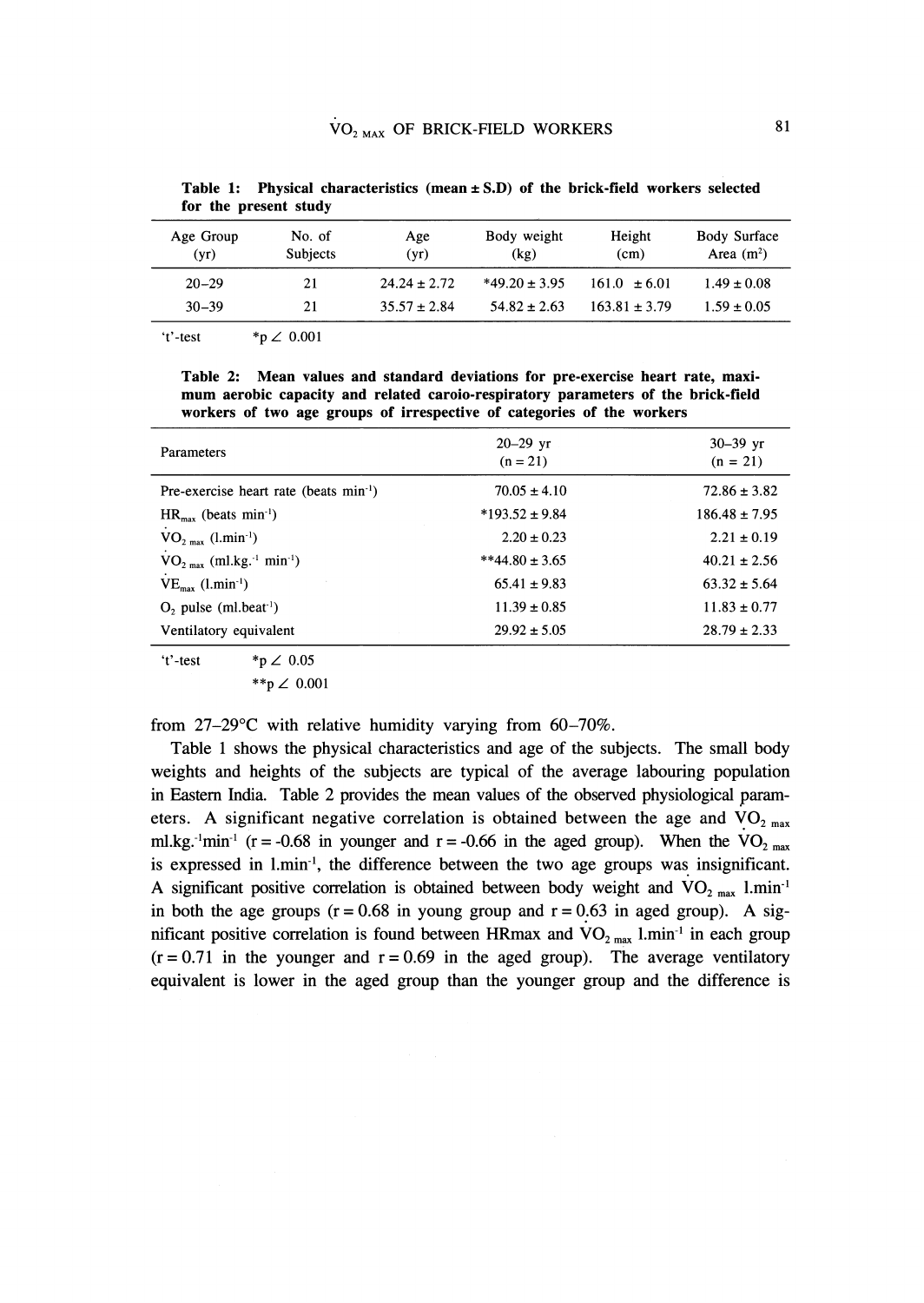**Table 1: Physical characteristics (mean ± S.D) of the brick-field workers selected for the present study**

| Age Group (yr) | No. of Subjects | Age (yr) | Body weight (kg) | Height (cm) | Body Surface Area ($m^2$) |
|---|---|---|---|---|---|
| 20–29 | 21 | 24.24 ± 2.72 | *49.20 ± 3.95 | 161.0 ± 6.01 | 1.49 ± 0.08 |
| 30–39 | 21 | 35.57 ± 2.84 | 54.82 ± 2.63 | 163.81 ± 3.79 | 1.59 ± 0.05 |

't'-test *p ∠ 0.001

**Table 2: Mean values and standard deviations for pre-exercise heart rate, maximum aerobic capacity and related caroio-respiratory parameters of the brick-field workers of two age groups of irrespective of categories of the workers**

| Parameters | 20–29 yr (n = 21) | 30–39 yr (n = 21) |
|---|---|---|
| Pre-exercise heart rate (beats $min^{-1}$) | 70.05 ± 4.10 | 72.86 ± 3.82 |
| $HR_{max}$ (beats $min^{-1}$) | *193.52 ± 9.84 | 186.48 ± 7.95 |
| $\dot{V}O_{2\ max}$ ($l.min^{-1}$) | 2.20 ± 0.23 | 2.21 ± 0.19 |
| $\dot{V}O_{2\ max}$ ($ml.kg.^{-1}\ min^{-1}$) | **44.80 ± 3.65 | 40.21 ± 2.56 |
| $\dot{V}E_{max}$ ($l.min^{-1}$) | 65.41 ± 9.83 | 63.32 ± 5.64 |
| $O_2$ pulse ($ml.beat^{-1}$) | 11.39 ± 0.85 | 11.83 ± 0.77 |
| Ventilatory equivalent | 29.92 ± 5.05 | 28.79 ± 2.33 |

't'-test *p ∠ 0.05
**p ∠ 0.001

from 27–29°C with relative humidity varying from 60–70%.

Table 1 shows the physical characteristics and age of the subjects. The small body weights and heights of the subjects are typical of the average labouring population in Eastern India. Table 2 provides the mean values of the observed physiological parameters. A significant negative correlation is obtained between the age and $\dot{V}O_{2\ max}$ $ml.kg.^{-1}min^{-1}$ ($r = -0.68$ in younger and $r = -0.66$ in the aged group). When the $\dot{V}O_{2\ max}$ is expressed in $l.min^{-1}$, the difference between the two age groups was insignificant. A significant positive correlation is obtained between body weight and $\dot{V}O_{2\ max}$ $l.min^{-1}$ in both the age groups ($r = 0.68$ in young group and $r = 0.63$ in aged group). A significant positive correlation is found between HRmax and $\dot{V}O_{2\ max}$ $l.min^{-1}$ in each group ($r = 0.71$ in the younger and $r = 0.69$ in the aged group). The average ventilatory equivalent is lower in the aged group than the younger group and the difference is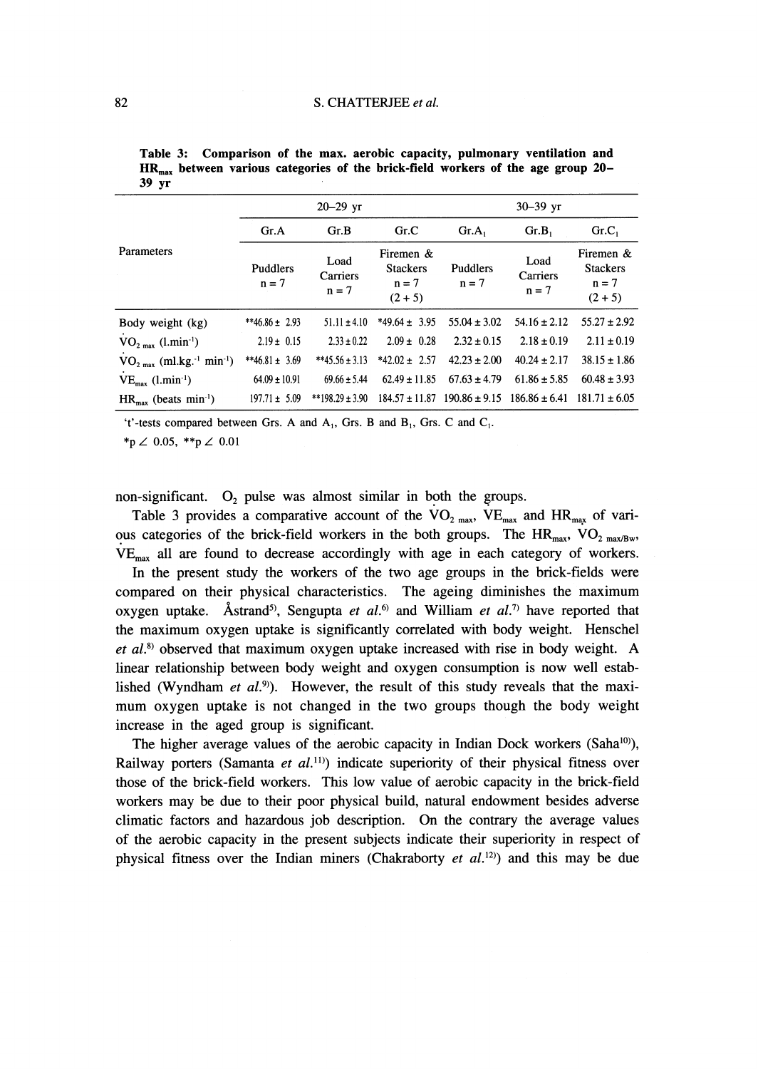**Table 3: Comparison of the max. aerobic capacity, pulmonary ventilation and $HR_{max}$ between various categories of the brick-field workers of the age group 20–39 yr**

| Parameters | 20–29 yr | | | 30–39 yr | | |
|---|---|---|---|---|---|---|
| | Gr.A | Gr.B | Gr.C | Gr.$A_1$ | Gr.$B_1$ | Gr.$C_1$ |
| | Puddlers n = 7 | Load Carriers n = 7 | Firemen & Stackers n = 7 (2 + 5) | Puddlers n = 7 | Load Carriers n = 7 | Firemen & Stackers n = 7 (2 + 5) |
| Body weight (kg) | **46.86 ± 2.93 | 51.11 ± 4.10 | *49.64 ± 3.95 | 55.04 ± 3.02 | 54.16 ± 2.12 | 55.27 ± 2.92 |
| $\dot{V}O_{2\ max}$ ($l.min^{-1}$) | 2.19 ± 0.15 | 2.33 ± 0.22 | 2.09 ± 0.28 | 2.32 ± 0.15 | 2.18 ± 0.19 | 2.11 ± 0.19 |
| $\dot{V}O_{2\ max}$ ($ml.kg.^{-1}\ min^{-1}$) | **46.81 ± 3.69 | **45.56 ± 3.13 | *42.02 ± 2.57 | 42.23 ± 2.00 | 40.24 ± 2.17 | 38.15 ± 1.86 |
| $\dot{V}E_{max}$ ($l.min^{-1}$) | 64.09 ± 10.91 | 69.66 ± 5.44 | 62.49 ± 11.85 | 67.63 ± 4.79 | 61.86 ± 5.85 | 60.48 ± 3.93 |
| $HR_{max}$ (beats $min^{-1}$) | 197.71 ± 5.09 | **198.29 ± 3.90 | 184.57 ± 11.87 | 190.86 ± 9.15 | 186.86 ± 6.41 | 181.71 ± 6.05 |

't'-tests compared between Grs. A and $A_1$, Grs. B and $B_1$, Grs. C and $C_1$.

*$p < 0.05$, **$p < 0.01$

non-significant. $O_2$ pulse was almost similar in both the groups.

Table 3 provides a comparative account of the $\dot{V}O_{2\ max}$, $\dot{V}E_{max}$ and $HR_{max}$ of various categories of the brick-field workers in the both groups. The $HR_{max}$, $\dot{V}O_{2\ max/Bw}$, $\dot{V}E_{max}$ all are found to decrease accordingly with age in each category of workers.

In the present study the workers of the two age groups in the brick-fields were compared on their physical characteristics. The ageing diminishes the maximum oxygen uptake. Åstrand[5], Sengupta *et al.*[6] and William *et al.*[7] have reported that the maximum oxygen uptake is significantly correlated with body weight. Henschel *et al.*[8] observed that maximum oxygen uptake increased with rise in body weight. A linear relationship between body weight and oxygen consumption is now well established (Wyndham *et al.*[9]). However, the result of this study reveals that the maximum oxygen uptake is not changed in the two groups though the body weight increase in the aged group is significant.

The higher average values of the aerobic capacity in Indian Dock workers (Saha[10]), Railway porters (Samanta *et al.*[11]) indicate superiority of their physical fitness over those of the brick-field workers. This low value of aerobic capacity in the brick-field workers may be due to their poor physical build, natural endowment besides adverse climatic factors and hazardous job description. On the contrary the average values of the aerobic capacity in the present subjects indicate their superiority in respect of physical fitness over the Indian miners (Chakraborty *et al.*[12]) and this may be due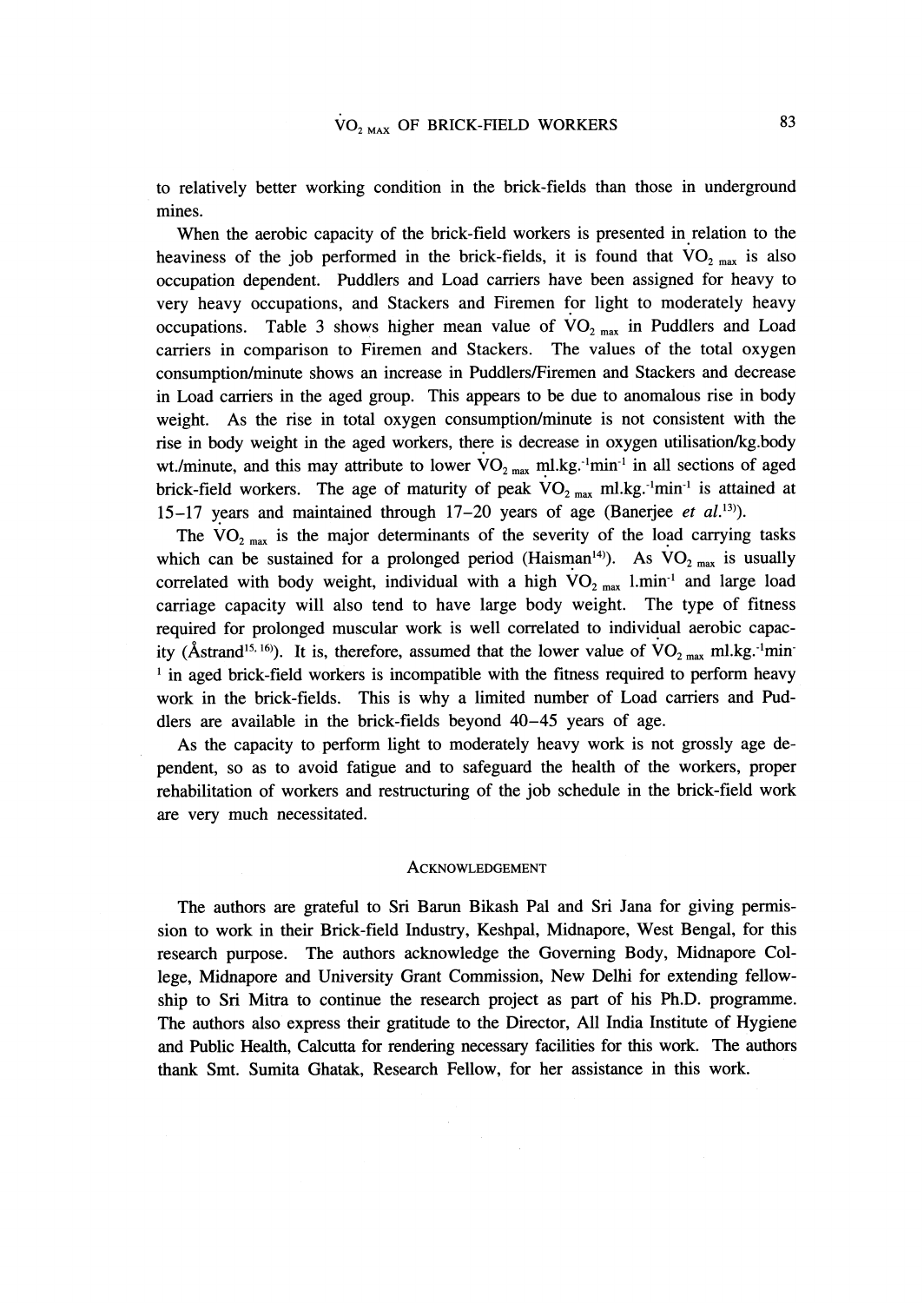to relatively better working condition in the brick-fields than those in underground mines.

When the aerobic capacity of the brick-field workers is presented in relation to the heaviness of the job performed in the brick-fields, it is found that $\dot{V}O_{2\ max}$ is also occupation dependent. Puddlers and Load carriers have been assigned for heavy to very heavy occupations, and Stackers and Firemen for light to moderately heavy occupations. Table 3 shows higher mean value of $\dot{V}O_{2\ max}$ in Puddlers and Load carriers in comparison to Firemen and Stackers. The values of the total oxygen consumption/minute shows an increase in Puddlers/Firemen and Stackers and decrease in Load carriers in the aged group. This appears to be due to anomalous rise in body weight. As the rise in total oxygen consumption/minute is not consistent with the rise in body weight in the aged workers, there is decrease in oxygen utilisation/kg.body wt./minute, and this may attribute to lower $\dot{V}O_{2\ max}$ $ml.kg.^{-1}min^{-1}$ in all sections of aged brick-field workers. The age of maturity of peak $\dot{V}O_{2\ max}$ $ml.kg.^{-1}min^{-1}$ is attained at 15–17 years and maintained through 17–20 years of age (Banerjee *et al.*[13]).

The $\dot{V}O_{2\ max}$ is the major determinants of the severity of the load carrying tasks which can be sustained for a prolonged period (Haisman[14]). As $\dot{V}O_{2\ max}$ is usually correlated with body weight, individual with a high $\dot{V}O_{2\ max}$ $l.min^{-1}$ and large load carriage capacity will also tend to have large body weight. The type of fitness required for prolonged muscular work is well correlated to individual aerobic capacity (Åstrand[15,16]). It is, therefore, assumed that the lower value of $\dot{V}O_{2\ max}$ $ml.kg.^{-1}min^{-1}$ in aged brick-field workers is incompatible with the fitness required to perform heavy work in the brick-fields. This is why a limited number of Load carriers and Puddlers are available in the brick-fields beyond 40–45 years of age.

As the capacity to perform light to moderately heavy work is not grossly age dependent, so as to avoid fatigue and to safeguard the health of the workers, proper rehabilitation of workers and restructuring of the job schedule in the brick-field work are very much necessitated.

## Acknowledgement

The authors are grateful to Sri Barun Bikash Pal and Sri Jana for giving permission to work in their Brick-field Industry, Keshpal, Midnapore, West Bengal, for this research purpose. The authors acknowledge the Governing Body, Midnapore College, Midnapore and University Grant Commission, New Delhi for extending fellowship to Sri Mitra to continue the research project as part of his Ph.D. programme. The authors also express their gratitude to the Director, All India Institute of Hygiene and Public Health, Calcutta for rendering necessary facilities for this work. The authors thank Smt. Sumita Ghatak, Research Fellow, for her assistance in this work.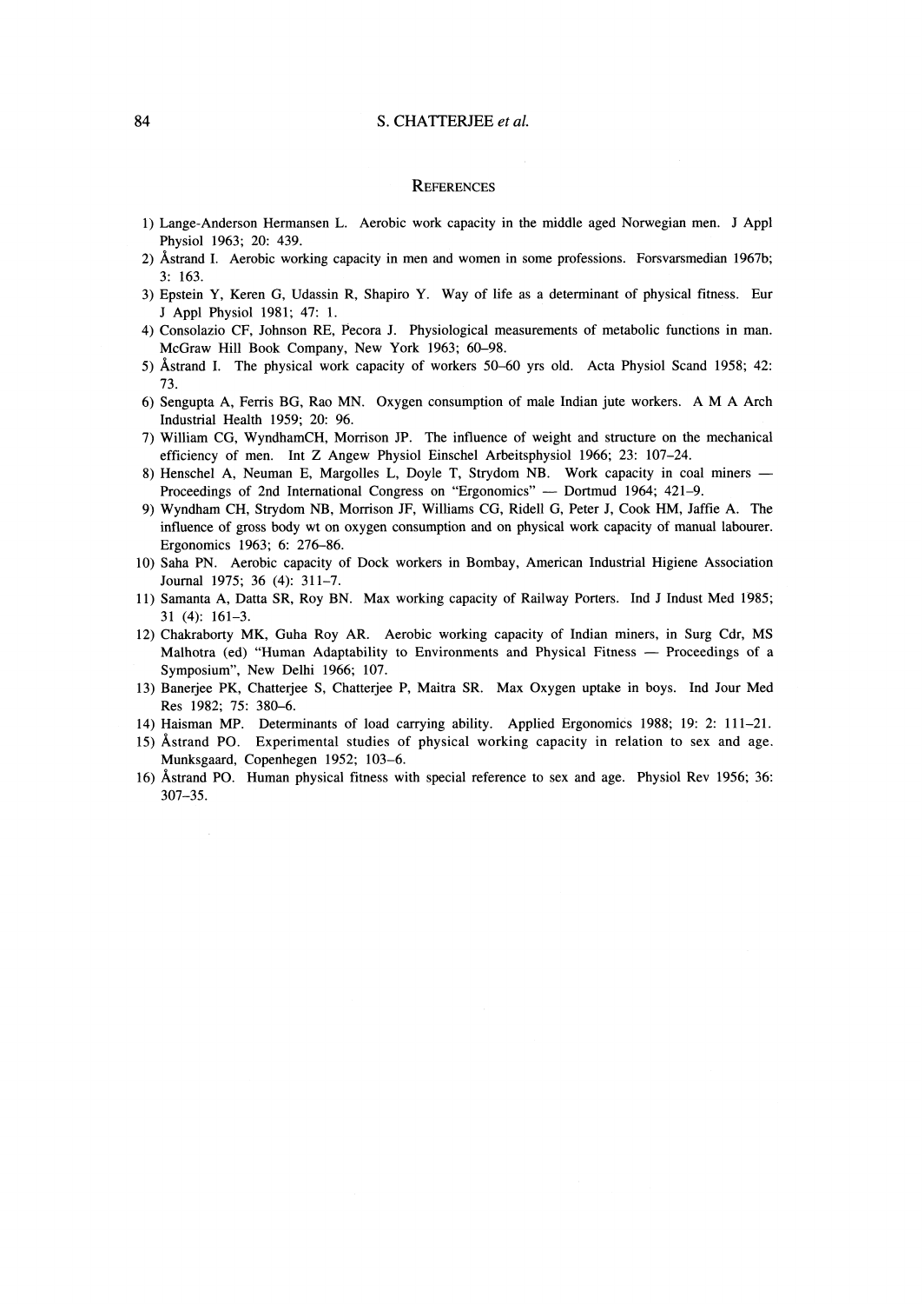## References

1) Lange-Anderson Hermansen L. Aerobic work capacity in the middle aged Norwegian men. J Appl Physiol 1963; 20: 439.
2) Åstrand I. Aerobic working capacity in men and women in some professions. Forsvarsmedian 1967b; 3: 163.
3) Epstein Y, Keren G, Udassin R, Shapiro Y. Way of life as a determinant of physical fitness. Eur J Appl Physiol 1981; 47: 1.
4) Consolazio CF, Johnson RE, Pecora J. Physiological measurements of metabolic functions in man. McGraw Hill Book Company, New York 1963; 60–98.
5) Åstrand I. The physical work capacity of workers 50–60 yrs old. Acta Physiol Scand 1958; 42: 73.
6) Sengupta A, Ferris BG, Rao MN. Oxygen consumption of male Indian jute workers. A M A Arch Industrial Health 1959; 20: 96.
7) William CG, WyndhamCH, Morrison JP. The influence of weight and structure on the mechanical efficiency of men. Int Z Angew Physiol Einschel Arbeitsphysiol 1966; 23: 107–24.
8) Henschel A, Neuman E, Margolles L, Doyle T, Strydom NB. Work capacity in coal miners — Proceedings of 2nd International Congress on "Ergonomics" — Dortmud 1964; 421–9.
9) Wyndham CH, Strydom NB, Morrison JF, Williams CG, Ridell G, Peter J, Cook HM, Jaffie A. The influence of gross body wt on oxygen consumption and on physical work capacity of manual labourer. Ergonomics 1963; 6: 276–86.
10) Saha PN. Aerobic capacity of Dock workers in Bombay, American Industrial Higiene Association Journal 1975; 36 (4): 311–7.
11) Samanta A, Datta SR, Roy BN. Max working capacity of Railway Porters. Ind J Indust Med 1985; 31 (4): 161–3.
12) Chakraborty MK, Guha Roy AR. Aerobic working capacity of Indian miners, in Surg Cdr, MS Malhotra (ed) "Human Adaptability to Environments and Physical Fitness — Proceedings of a Symposium", New Delhi 1966; 107.
13) Banerjee PK, Chatterjee S, Chatterjee P, Maitra SR. Max Oxygen uptake in boys. Ind Jour Med Res 1982; 75: 380–6.
14) Haisman MP. Determinants of load carrying ability. Applied Ergonomics 1988; 19: 2: 111–21.
15) Åstrand PO. Experimental studies of physical working capacity in relation to sex and age. Munksgaard, Copenhegen 1952; 103–6.
16) Åstrand PO. Human physical fitness with special reference to sex and age. Physiol Rev 1956; 36: 307–35.